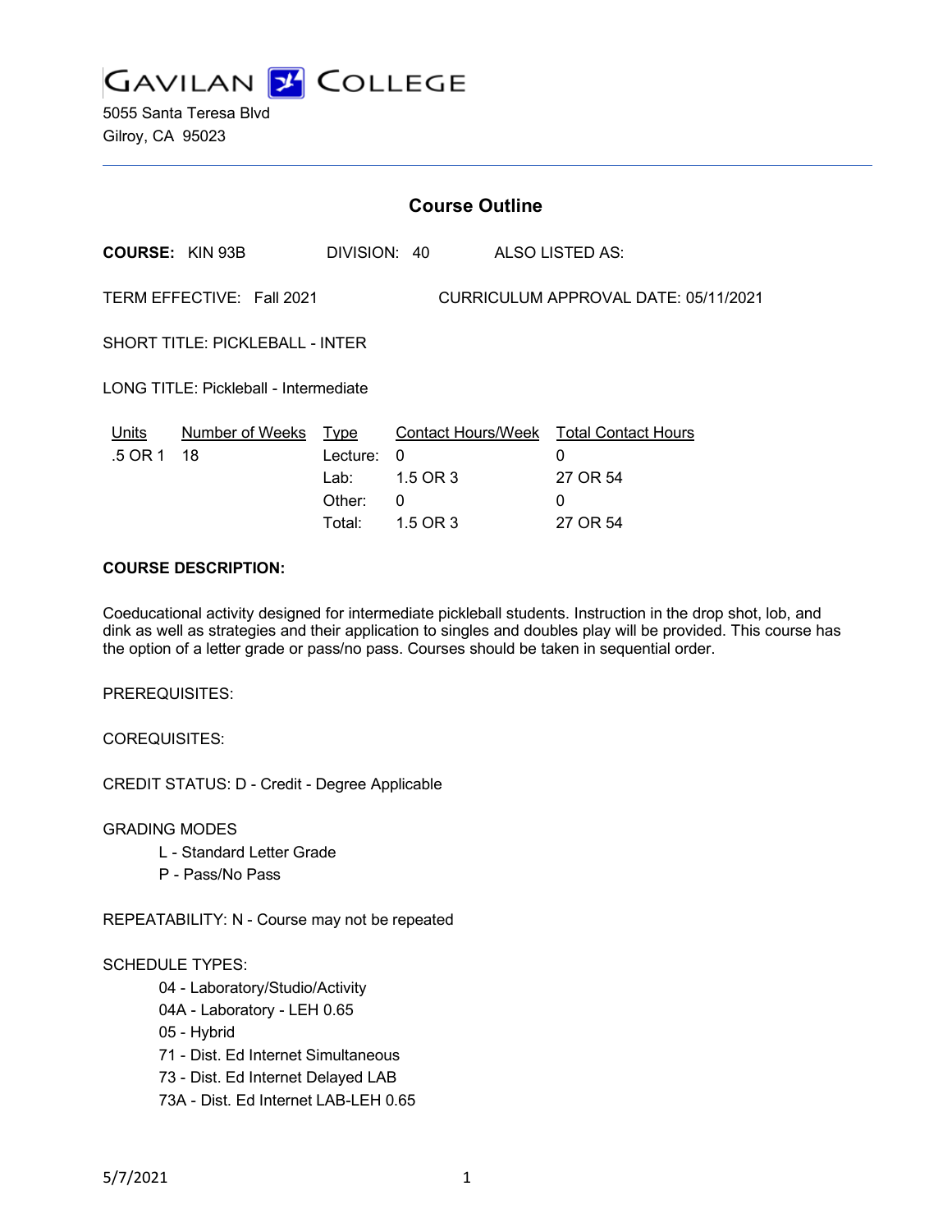# GAVILAN COLLEGE

5055 Santa Teresa Blvd
Gilroy, CA 95023

## Course Outline

**COURSE:** KIN 93B DIVISION: 40 ALSO LISTED AS:

TERM EFFECTIVE: Fall 2021 CURRICULUM APPROVAL DATE: 05/11/2021

SHORT TITLE: PICKLEBALL - INTER

LONG TITLE: Pickleball - Intermediate

| Units | Number of Weeks | Type | Contact Hours/Week | Total Contact Hours |
|---|---|---|---|---|
| .5 OR 1 | 18 | Lecture: | 0 | 0 |
| | | Lab: | 1.5 OR 3 | 27 OR 54 |
| | | Other: | 0 | 0 |
| | | Total: | 1.5 OR 3 | 27 OR 54 |

**COURSE DESCRIPTION:**

Coeducational activity designed for intermediate pickleball students. Instruction in the drop shot, lob, and dink as well as strategies and their application to singles and doubles play will be provided. This course has the option of a letter grade or pass/no pass. Courses should be taken in sequential order.

PREREQUISITES:

COREQUISITES:

CREDIT STATUS: D - Credit - Degree Applicable

GRADING MODES

- L - Standard Letter Grade
- P - Pass/No Pass

REPEATABILITY: N - Course may not be repeated

SCHEDULE TYPES:

- 04 - Laboratory/Studio/Activity
- 04A - Laboratory - LEH 0.65
- 05 - Hybrid
- 71 - Dist. Ed Internet Simultaneous
- 73 - Dist. Ed Internet Delayed LAB
- 73A - Dist. Ed Internet LAB-LEH 0.65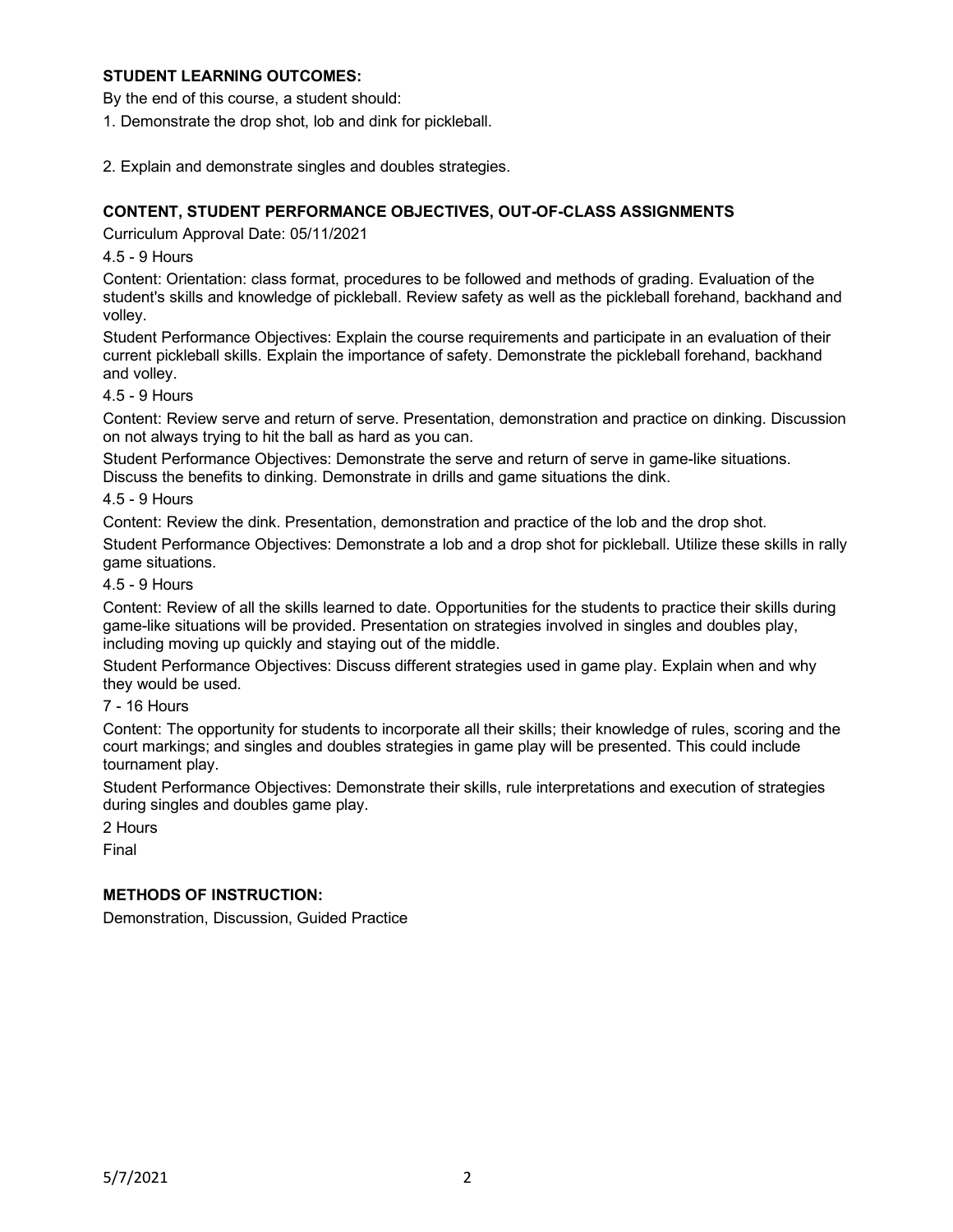**STUDENT LEARNING OUTCOMES:**

By the end of this course, a student should:

1. Demonstrate the drop shot, lob and dink for pickleball.

2. Explain and demonstrate singles and doubles strategies.

**CONTENT, STUDENT PERFORMANCE OBJECTIVES, OUT-OF-CLASS ASSIGNMENTS**

Curriculum Approval Date: 05/11/2021

4.5 - 9 Hours

Content: Orientation: class format, procedures to be followed and methods of grading. Evaluation of the student's skills and knowledge of pickleball. Review safety as well as the pickleball forehand, backhand and volley.

Student Performance Objectives: Explain the course requirements and participate in an evaluation of their current pickleball skills. Explain the importance of safety. Demonstrate the pickleball forehand, backhand and volley.

4.5 - 9 Hours

Content: Review serve and return of serve. Presentation, demonstration and practice on dinking. Discussion on not always trying to hit the ball as hard as you can.

Student Performance Objectives: Demonstrate the serve and return of serve in game-like situations. Discuss the benefits to dinking. Demonstrate in drills and game situations the dink.

4.5 - 9 Hours

Content: Review the dink. Presentation, demonstration and practice of the lob and the drop shot.

Student Performance Objectives: Demonstrate a lob and a drop shot for pickleball. Utilize these skills in rally game situations.

4.5 - 9 Hours

Content: Review of all the skills learned to date. Opportunities for the students to practice their skills during game-like situations will be provided. Presentation on strategies involved in singles and doubles play, including moving up quickly and staying out of the middle.

Student Performance Objectives: Discuss different strategies used in game play. Explain when and why they would be used.

7 - 16 Hours

Content: The opportunity for students to incorporate all their skills; their knowledge of rules, scoring and the court markings; and singles and doubles strategies in game play will be presented. This could include tournament play.

Student Performance Objectives: Demonstrate their skills, rule interpretations and execution of strategies during singles and doubles game play.

2 Hours

Final

**METHODS OF INSTRUCTION:**

Demonstration, Discussion, Guided Practice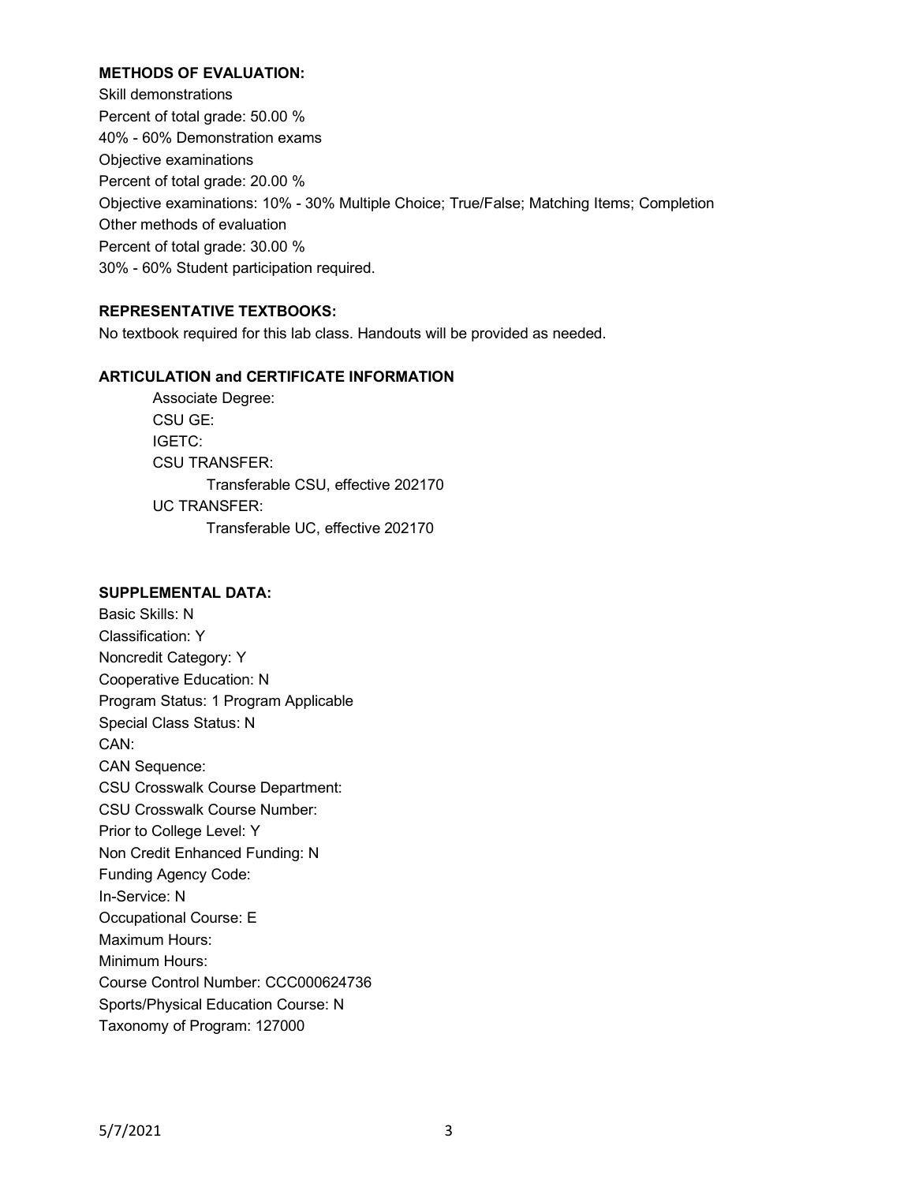**METHODS OF EVALUATION:**

Skill demonstrations
Percent of total grade: 50.00 %
40% - 60% Demonstration exams
Objective examinations
Percent of total grade: 20.00 %
Objective examinations: 10% - 30% Multiple Choice; True/False; Matching Items; Completion
Other methods of evaluation
Percent of total grade: 30.00 %
30% - 60% Student participation required.

**REPRESENTATIVE TEXTBOOKS:**

No textbook required for this lab class. Handouts will be provided as needed.

**ARTICULATION and CERTIFICATE INFORMATION**

Associate Degree:
CSU GE:
IGETC:
CSU TRANSFER:
Transferable CSU, effective 202170
UC TRANSFER:
Transferable UC, effective 202170

**SUPPLEMENTAL DATA:**

Basic Skills: N
Classification: Y
Noncredit Category: Y
Cooperative Education: N
Program Status: 1 Program Applicable
Special Class Status: N
CAN:
CAN Sequence:
CSU Crosswalk Course Department:
CSU Crosswalk Course Number:
Prior to College Level: Y
Non Credit Enhanced Funding: N
Funding Agency Code:
In-Service: N
Occupational Course: E
Maximum Hours:
Minimum Hours:
Course Control Number: CCC000624736
Sports/Physical Education Course: N
Taxonomy of Program: 127000